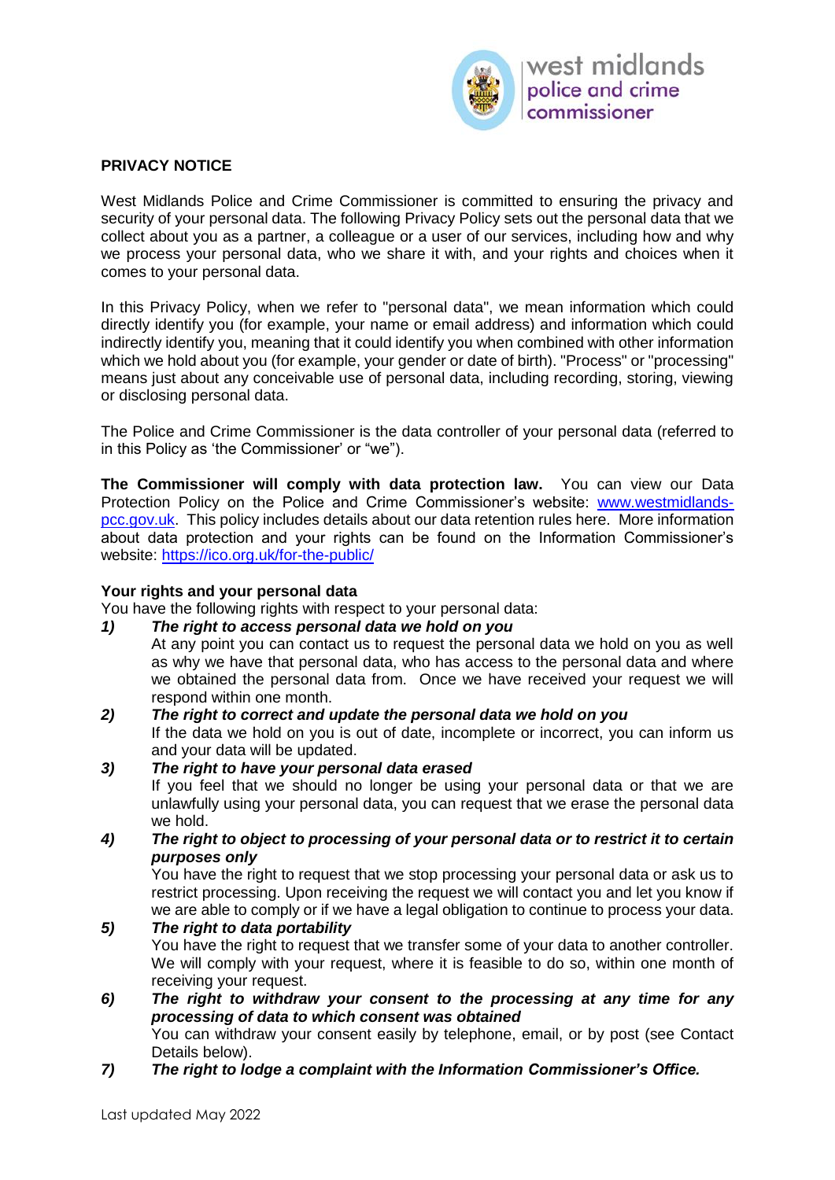## PRIVACY NOTICE

West Midlands Police and Crime Commissioner is committed to ensuring the privacy and security of your personal data. The following Privacy Policy sets out the personal data that we collect about you as a partner, a colleague or a user of our services, including how and why we process your personal data, who we share it with, and your rights and choices when it comes to your personal data.

In this Privacy Policy, when we refer to "personal data", we mean information which could directly identify you (for example, your name or email address) and information which could indirectly identify you, meaning that it could identify you when combined with other information which we hold about you (for example, your gender or date of birth). "Process" or "processing" means just about any conceivable use of personal data, including recording, storing, viewing or disclosing personal data.

The Police and Crime Commissioner is the data controller of your personal data (referred to in this Policy as 'the Commissioner' or "we").

**The Commissioner will comply with data protection law.** You can view our Data Protection Policy on the Police and Crime Commissioner's website: [www.westmidlands-pcc.gov.uk](www.westmidlands-pcc.gov.uk). This policy includes details about our data retention rules here. More information about data protection and your rights can be found on the Information Commissioner's website: [https://ico.org.uk/for-the-public/](https://ico.org.uk/for-the-public/)

### Your rights and your personal data

You have the following rights with respect to your personal data:

1) ***The right to access personal data we hold on you***
   At any point you can contact us to request the personal data we hold on you as well as why we have that personal data, who has access to the personal data and where we obtained the personal data from. Once we have received your request we will respond within one month.
2) ***The right to correct and update the personal data we hold on you***
   If the data we hold on you is out of date, incomplete or incorrect, you can inform us and your data will be updated.
3) ***The right to have your personal data erased***
   If you feel that we should no longer be using your personal data or that we are unlawfully using your personal data, you can request that we erase the personal data we hold.
4) ***The right to object to processing of your personal data or to restrict it to certain purposes only***
   You have the right to request that we stop processing your personal data or ask us to restrict processing. Upon receiving the request we will contact you and let you know if we are able to comply or if we have a legal obligation to continue to process your data.
5) ***The right to data portability***
   You have the right to request that we transfer some of your data to another controller. We will comply with your request, where it is feasible to do so, within one month of receiving your request.
6) ***The right to withdraw your consent to the processing at any time for any processing of data to which consent was obtained***
   You can withdraw your consent easily by telephone, email, or by post (see Contact Details below).
7) ***The right to lodge a complaint with the Information Commissioner's Office.***

Last updated May 2022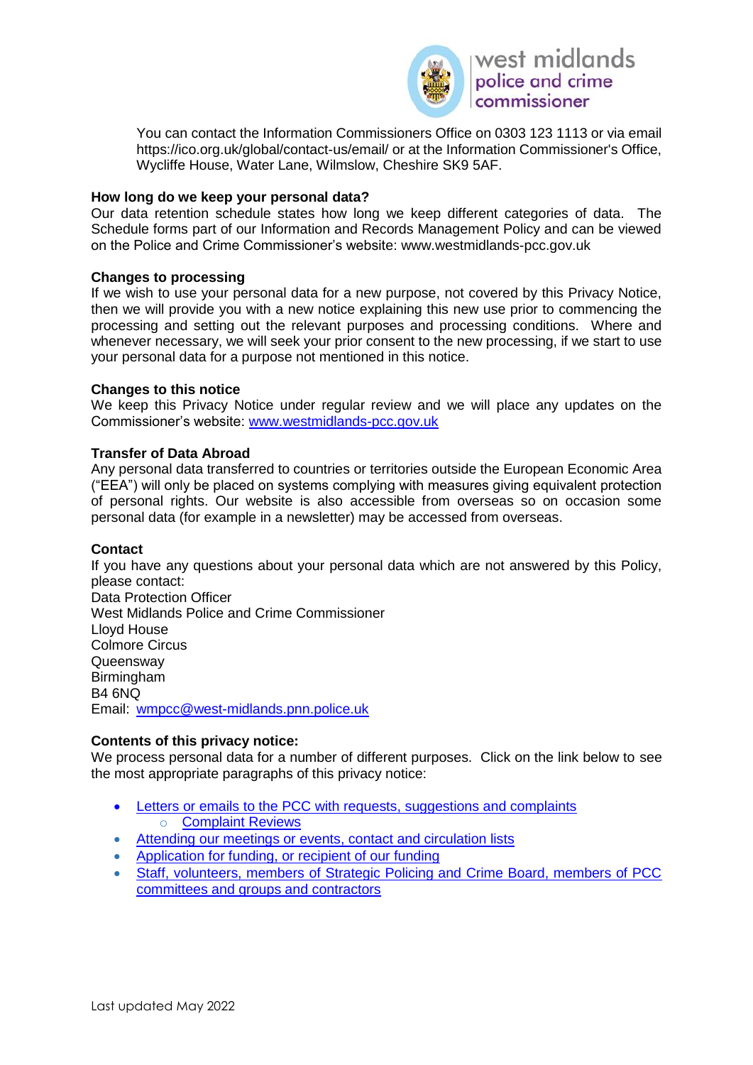You can contact the Information Commissioners Office on 0303 123 1113 or via email https://ico.org.uk/global/contact-us/email/ or at the Information Commissioner's Office, Wycliffe House, Water Lane, Wilmslow, Cheshire SK9 5AF.

**How long do we keep your personal data?**

Our data retention schedule states how long we keep different categories of data. The Schedule forms part of our Information and Records Management Policy and can be viewed on the Police and Crime Commissioner's website: www.westmidlands-pcc.gov.uk

**Changes to processing**

If we wish to use your personal data for a new purpose, not covered by this Privacy Notice, then we will provide you with a new notice explaining this new use prior to commencing the processing and setting out the relevant purposes and processing conditions. Where and whenever necessary, we will seek your prior consent to the new processing, if we start to use your personal data for a purpose not mentioned in this notice.

**Changes to this notice**

We keep this Privacy Notice under regular review and we will place any updates on the Commissioner's website: [www.westmidlands-pcc.gov.uk](http://www.westmidlands-pcc.gov.uk)

**Transfer of Data Abroad**

Any personal data transferred to countries or territories outside the European Economic Area ("EEA") will only be placed on systems complying with measures giving equivalent protection of personal rights. Our website is also accessible from overseas so on occasion some personal data (for example in a newsletter) may be accessed from overseas.

**Contact**

If you have any questions about your personal data which are not answered by this Policy, please contact:
Data Protection Officer
West Midlands Police and Crime Commissioner
Lloyd House
Colmore Circus
Queensway
Birmingham
B4 6NQ
Email: [wmpcc@west-midlands.pnn.police.uk](mailto:wmpcc@west-midlands.pnn.police.uk)

**Contents of this privacy notice:**

We process personal data for a number of different purposes. Click on the link below to see the most appropriate paragraphs of this privacy notice:

- Letters or emails to the PCC with requests, suggestions and complaints
  - Complaint Reviews
- Attending our meetings or events, contact and circulation lists
- Application for funding, or recipient of our funding
- Staff, volunteers, members of Strategic Policing and Crime Board, members of PCC committees and groups and contractors

Last updated May 2022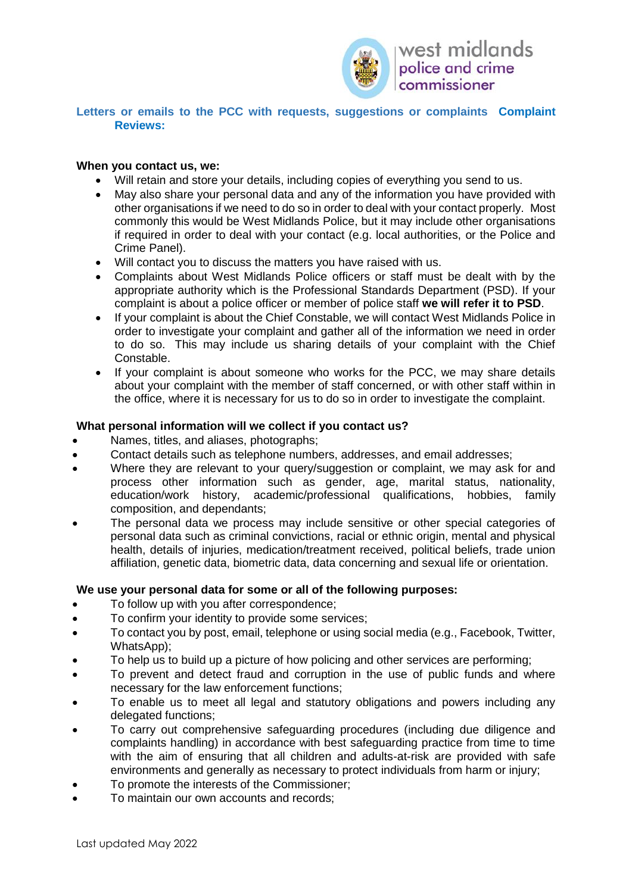**Letters or emails to the PCC with requests, suggestions or complaints Complaint Reviews:**

**When you contact us, we:**

- Will retain and store your details, including copies of everything you send to us.
- May also share your personal data and any of the information you have provided with other organisations if we need to do so in order to deal with your contact properly. Most commonly this would be West Midlands Police, but it may include other organisations if required in order to deal with your contact (e.g. local authorities, or the Police and Crime Panel).
- Will contact you to discuss the matters you have raised with us.
- Complaints about West Midlands Police officers or staff must be dealt with by the appropriate authority which is the Professional Standards Department (PSD). If your complaint is about a police officer or member of police staff **we will refer it to PSD**.
- If your complaint is about the Chief Constable, we will contact West Midlands Police in order to investigate your complaint and gather all of the information we need in order to do so. This may include us sharing details of your complaint with the Chief Constable.
- If your complaint is about someone who works for the PCC, we may share details about your complaint with the member of staff concerned, or with other staff within in the office, where it is necessary for us to do so in order to investigate the complaint.

**What personal information will we collect if you contact us?**

- Names, titles, and aliases, photographs;
- Contact details such as telephone numbers, addresses, and email addresses;
- Where they are relevant to your query/suggestion or complaint, we may ask for and process other information such as gender, age, marital status, nationality, education/work history, academic/professional qualifications, hobbies, family composition, and dependants;
- The personal data we process may include sensitive or other special categories of personal data such as criminal convictions, racial or ethnic origin, mental and physical health, details of injuries, medication/treatment received, political beliefs, trade union affiliation, genetic data, biometric data, data concerning and sexual life or orientation.

**We use your personal data for some or all of the following purposes:**

- To follow up with you after correspondence;
- To confirm your identity to provide some services;
- To contact you by post, email, telephone or using social media (e.g., Facebook, Twitter, WhatsApp);
- To help us to build up a picture of how policing and other services are performing;
- To prevent and detect fraud and corruption in the use of public funds and where necessary for the law enforcement functions;
- To enable us to meet all legal and statutory obligations and powers including any delegated functions;
- To carry out comprehensive safeguarding procedures (including due diligence and complaints handling) in accordance with best safeguarding practice from time to time with the aim of ensuring that all children and adults-at-risk are provided with safe environments and generally as necessary to protect individuals from harm or injury;
- To promote the interests of the Commissioner;
- To maintain our own accounts and records;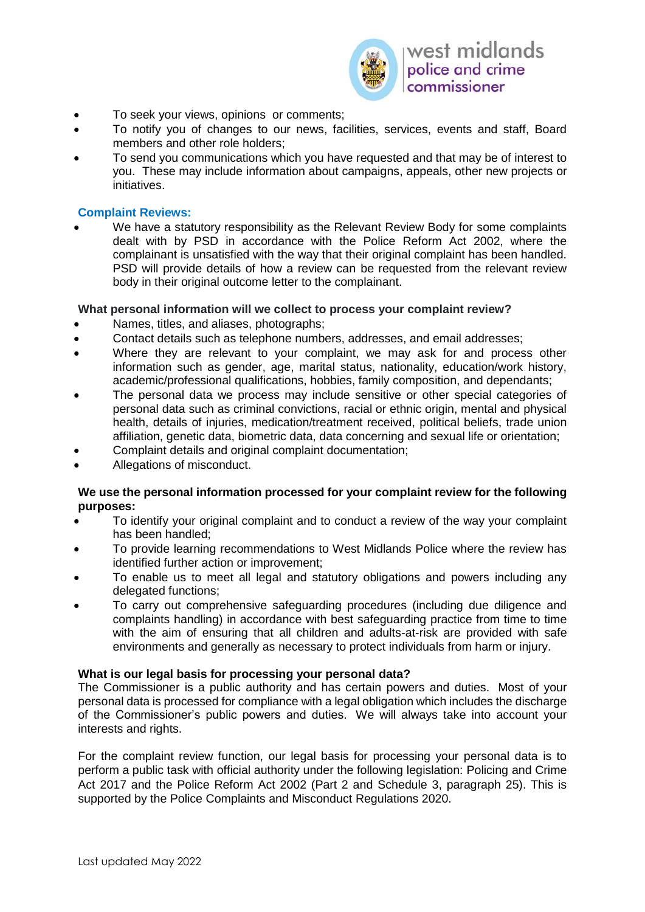- To seek your views, opinions or comments;
- To notify you of changes to our news, facilities, services, events and staff, Board members and other role holders;
- To send you communications which you have requested and that may be of interest to you. These may include information about campaigns, appeals, other new projects or initiatives.

### Complaint Reviews:

- We have a statutory responsibility as the Relevant Review Body for some complaints dealt with by PSD in accordance with the Police Reform Act 2002, where the complainant is unsatisfied with the way that their original complaint has been handled. PSD will provide details of how a review can be requested from the relevant review body in their original outcome letter to the complainant.

**What personal information will we collect to process your complaint review?**

- Names, titles, and aliases, photographs;
- Contact details such as telephone numbers, addresses, and email addresses;
- Where they are relevant to your complaint, we may ask for and process other information such as gender, age, marital status, nationality, education/work history, academic/professional qualifications, hobbies, family composition, and dependants;
- The personal data we process may include sensitive or other special categories of personal data such as criminal convictions, racial or ethnic origin, mental and physical health, details of injuries, medication/treatment received, political beliefs, trade union affiliation, genetic data, biometric data, data concerning and sexual life or orientation;
- Complaint details and original complaint documentation;
- Allegations of misconduct.

**We use the personal information processed for your complaint review for the following purposes:**

- To identify your original complaint and to conduct a review of the way your complaint has been handled;
- To provide learning recommendations to West Midlands Police where the review has identified further action or improvement;
- To enable us to meet all legal and statutory obligations and powers including any delegated functions;
- To carry out comprehensive safeguarding procedures (including due diligence and complaints handling) in accordance with best safeguarding practice from time to time with the aim of ensuring that all children and adults-at-risk are provided with safe environments and generally as necessary to protect individuals from harm or injury.

**What is our legal basis for processing your personal data?**

The Commissioner is a public authority and has certain powers and duties. Most of your personal data is processed for compliance with a legal obligation which includes the discharge of the Commissioner's public powers and duties. We will always take into account your interests and rights.

For the complaint review function, our legal basis for processing your personal data is to perform a public task with official authority under the following legislation: Policing and Crime Act 2017 and the Police Reform Act 2002 (Part 2 and Schedule 3, paragraph 25). This is supported by the Police Complaints and Misconduct Regulations 2020.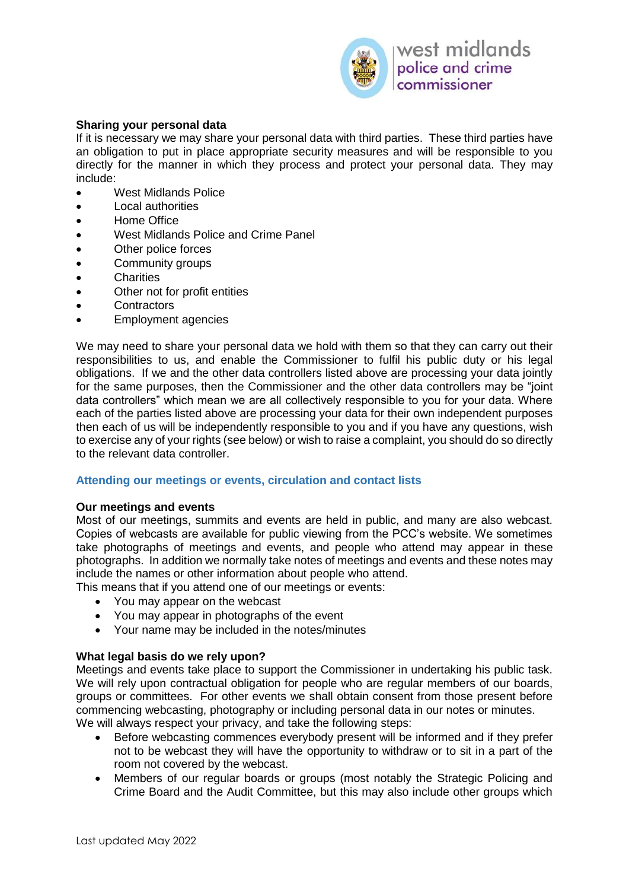**Sharing your personal data**

If it is necessary we may share your personal data with third parties. These third parties have an obligation to put in place appropriate security measures and will be responsible to you directly for the manner in which they process and protect your personal data. They may include:

- West Midlands Police
- Local authorities
- Home Office
- West Midlands Police and Crime Panel
- Other police forces
- Community groups
- Charities
- Other not for profit entities
- Contractors
- Employment agencies

We may need to share your personal data we hold with them so that they can carry out their responsibilities to us, and enable the Commissioner to fulfil his public duty or his legal obligations. If we and the other data controllers listed above are processing your data jointly for the same purposes, then the Commissioner and the other data controllers may be "joint data controllers" which mean we are all collectively responsible to you for your data. Where each of the parties listed above are processing your data for their own independent purposes then each of us will be independently responsible to you and if you have any questions, wish to exercise any of your rights (see below) or wish to raise a complaint, you should do so directly to the relevant data controller.

## Attending our meetings or events, circulation and contact lists

**Our meetings and events**

Most of our meetings, summits and events are held in public, and many are also webcast. Copies of webcasts are available for public viewing from the PCC's website. We sometimes take photographs of meetings and events, and people who attend may appear in these photographs. In addition we normally take notes of meetings and events and these notes may include the names or other information about people who attend.

This means that if you attend one of our meetings or events:

- You may appear on the webcast
- You may appear in photographs of the event
- Your name may be included in the notes/minutes

**What legal basis do we rely upon?**

Meetings and events take place to support the Commissioner in undertaking his public task. We will rely upon contractual obligation for people who are regular members of our boards, groups or committees. For other events we shall obtain consent from those present before commencing webcasting, photography or including personal data in our notes or minutes.

We will always respect your privacy, and take the following steps:

- Before webcasting commences everybody present will be informed and if they prefer not to be webcast they will have the opportunity to withdraw or to sit in a part of the room not covered by the webcast.
- Members of our regular boards or groups (most notably the Strategic Policing and Crime Board and the Audit Committee, but this may also include other groups which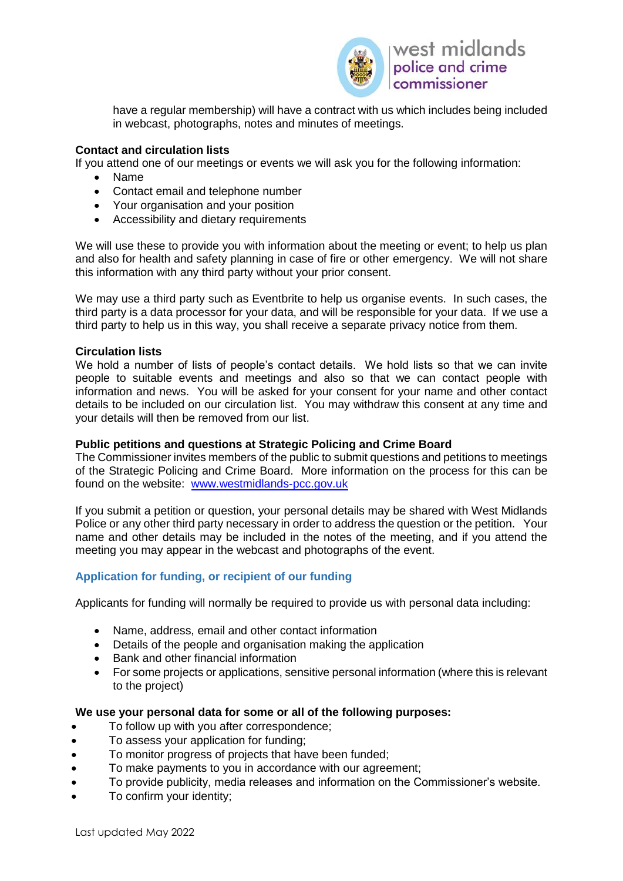have a regular membership) will have a contract with us which includes being included in webcast, photographs, notes and minutes of meetings.

**Contact and circulation lists**

If you attend one of our meetings or events we will ask you for the following information:

- Name
- Contact email and telephone number
- Your organisation and your position
- Accessibility and dietary requirements

We will use these to provide you with information about the meeting or event; to help us plan and also for health and safety planning in case of fire or other emergency. We will not share this information with any third party without your prior consent.

We may use a third party such as Eventbrite to help us organise events. In such cases, the third party is a data processor for your data, and will be responsible for your data. If we use a third party to help us in this way, you shall receive a separate privacy notice from them.

**Circulation lists**

We hold a number of lists of people's contact details. We hold lists so that we can invite people to suitable events and meetings and also so that we can contact people with information and news. You will be asked for your consent for your name and other contact details to be included on our circulation list. You may withdraw this consent at any time and your details will then be removed from our list.

**Public petitions and questions at Strategic Policing and Crime Board**

The Commissioner invites members of the public to submit questions and petitions to meetings of the Strategic Policing and Crime Board. More information on the process for this can be found on the website: www.westmidlands-pcc.gov.uk

If you submit a petition or question, your personal details may be shared with West Midlands Police or any other third party necessary in order to address the question or the petition. Your name and other details may be included in the notes of the meeting, and if you attend the meeting you may appear in the webcast and photographs of the event.

## Application for funding, or recipient of our funding

Applicants for funding will normally be required to provide us with personal data including:

- Name, address, email and other contact information
- Details of the people and organisation making the application
- Bank and other financial information
- For some projects or applications, sensitive personal information (where this is relevant to the project)

**We use your personal data for some or all of the following purposes:**

- To follow up with you after correspondence;
- To assess your application for funding;
- To monitor progress of projects that have been funded;
- To make payments to you in accordance with our agreement;
- To provide publicity, media releases and information on the Commissioner's website.
- To confirm your identity;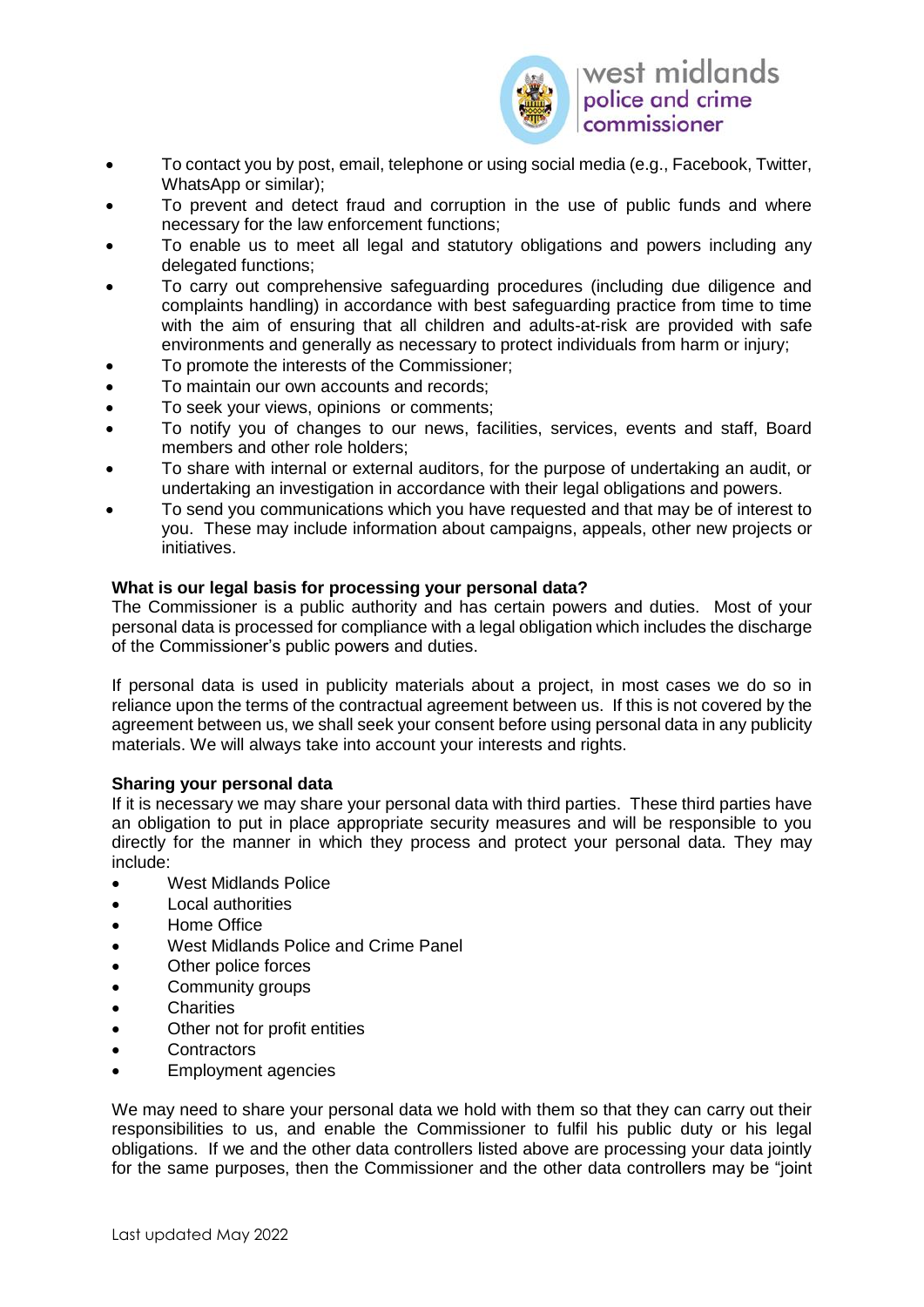- To contact you by post, email, telephone or using social media (e.g., Facebook, Twitter, WhatsApp or similar);
- To prevent and detect fraud and corruption in the use of public funds and where necessary for the law enforcement functions;
- To enable us to meet all legal and statutory obligations and powers including any delegated functions;
- To carry out comprehensive safeguarding procedures (including due diligence and complaints handling) in accordance with best safeguarding practice from time to time with the aim of ensuring that all children and adults-at-risk are provided with safe environments and generally as necessary to protect individuals from harm or injury;
- To promote the interests of the Commissioner;
- To maintain our own accounts and records;
- To seek your views, opinions or comments;
- To notify you of changes to our news, facilities, services, events and staff, Board members and other role holders;
- To share with internal or external auditors, for the purpose of undertaking an audit, or undertaking an investigation in accordance with their legal obligations and powers.
- To send you communications which you have requested and that may be of interest to you. These may include information about campaigns, appeals, other new projects or initiatives.

**What is our legal basis for processing your personal data?**

The Commissioner is a public authority and has certain powers and duties. Most of your personal data is processed for compliance with a legal obligation which includes the discharge of the Commissioner's public powers and duties.

If personal data is used in publicity materials about a project, in most cases we do so in reliance upon the terms of the contractual agreement between us. If this is not covered by the agreement between us, we shall seek your consent before using personal data in any publicity materials. We will always take into account your interests and rights.

**Sharing your personal data**

If it is necessary we may share your personal data with third parties. These third parties have an obligation to put in place appropriate security measures and will be responsible to you directly for the manner in which they process and protect your personal data. They may include:

- West Midlands Police
- Local authorities
- Home Office
- West Midlands Police and Crime Panel
- Other police forces
- Community groups
- Charities
- Other not for profit entities
- Contractors
- Employment agencies

We may need to share your personal data we hold with them so that they can carry out their responsibilities to us, and enable the Commissioner to fulfil his public duty or his legal obligations. If we and the other data controllers listed above are processing your data jointly for the same purposes, then the Commissioner and the other data controllers may be "joint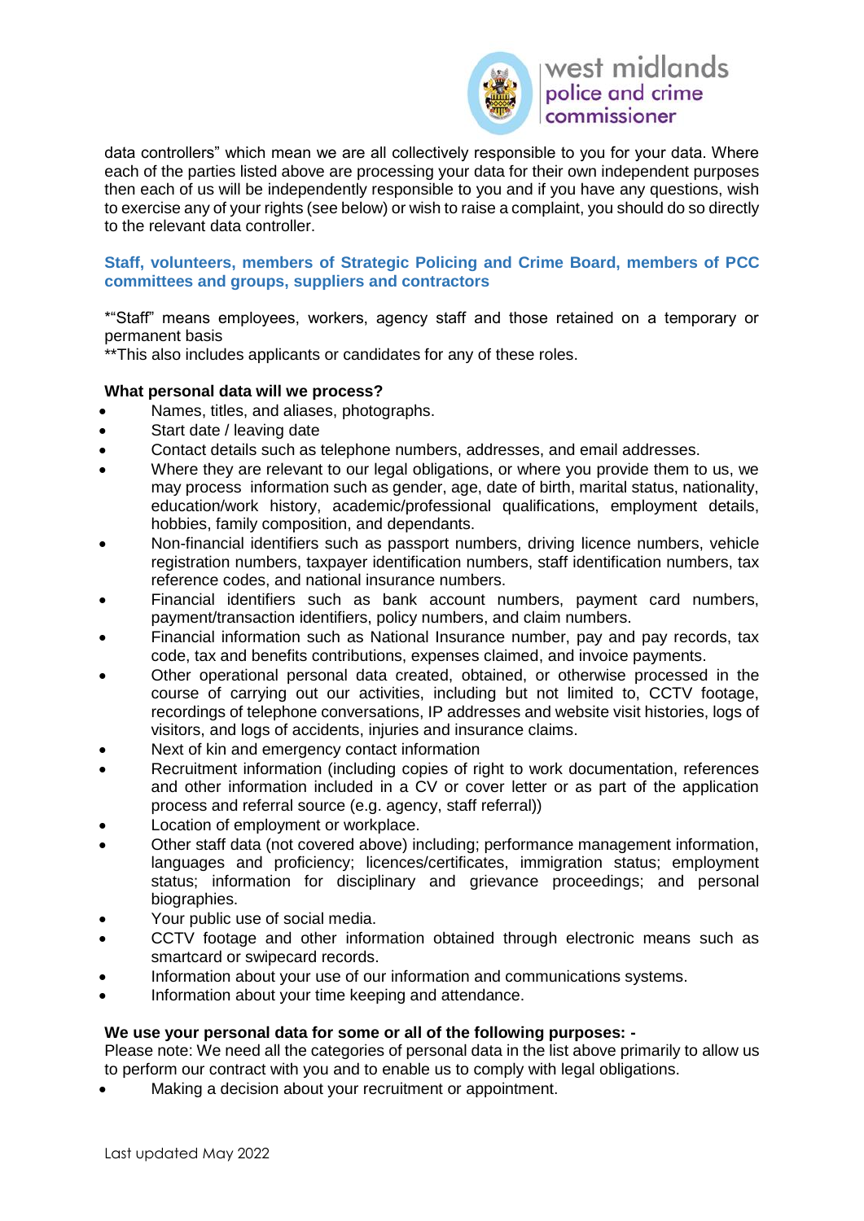data controllers" which mean we are all collectively responsible to you for your data. Where each of the parties listed above are processing your data for their own independent purposes then each of us will be independently responsible to you and if you have any questions, wish to exercise any of your rights (see below) or wish to raise a complaint, you should do so directly to the relevant data controller.

### Staff, volunteers, members of Strategic Policing and Crime Board, members of PCC committees and groups, suppliers and contractors

*"Staff" means employees, workers, agency staff and those retained on a temporary or permanent basis
**This also includes applicants or candidates for any of these roles.

**What personal data will we process?**

- Names, titles, and aliases, photographs.
- Start date / leaving date
- Contact details such as telephone numbers, addresses, and email addresses.
- Where they are relevant to our legal obligations, or where you provide them to us, we may process information such as gender, age, date of birth, marital status, nationality, education/work history, academic/professional qualifications, employment details, hobbies, family composition, and dependants.
- Non-financial identifiers such as passport numbers, driving licence numbers, vehicle registration numbers, taxpayer identification numbers, staff identification numbers, tax reference codes, and national insurance numbers.
- Financial identifiers such as bank account numbers, payment card numbers, payment/transaction identifiers, policy numbers, and claim numbers.
- Financial information such as National Insurance number, pay and pay records, tax code, tax and benefits contributions, expenses claimed, and invoice payments.
- Other operational personal data created, obtained, or otherwise processed in the course of carrying out our activities, including but not limited to, CCTV footage, recordings of telephone conversations, IP addresses and website visit histories, logs of visitors, and logs of accidents, injuries and insurance claims.
- Next of kin and emergency contact information
- Recruitment information (including copies of right to work documentation, references and other information included in a CV or cover letter or as part of the application process and referral source (e.g. agency, staff referral))
- Location of employment or workplace.
- Other staff data (not covered above) including; performance management information, languages and proficiency; licences/certificates, immigration status; employment status; information for disciplinary and grievance proceedings; and personal biographies.
- Your public use of social media.
- CCTV footage and other information obtained through electronic means such as smartcard or swipecard records.
- Information about your use of our information and communications systems.
- Information about your time keeping and attendance.

**We use your personal data for some or all of the following purposes: -**
Please note: We need all the categories of personal data in the list above primarily to allow us to perform our contract with you and to enable us to comply with legal obligations.

- Making a decision about your recruitment or appointment.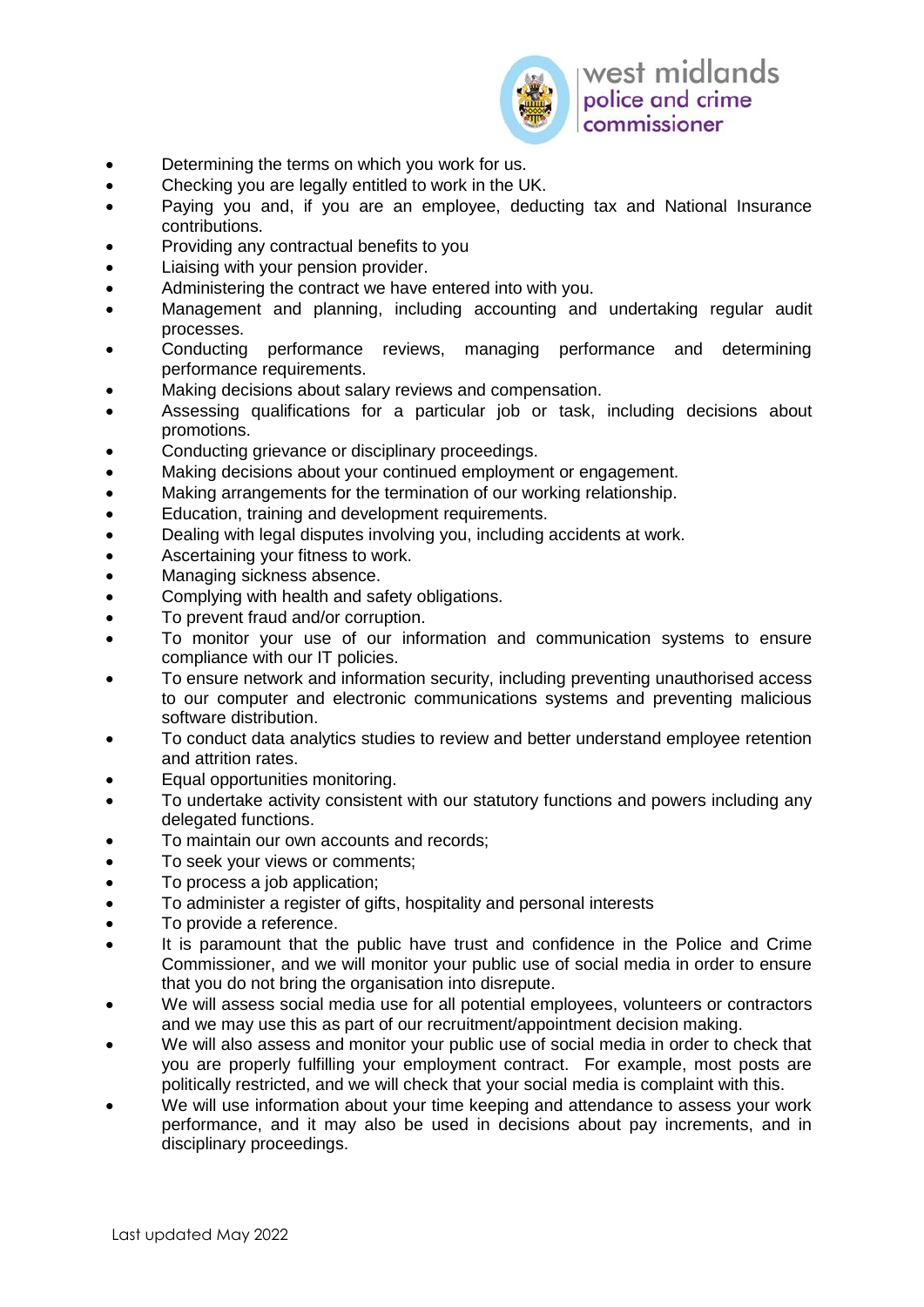- Determining the terms on which you work for us.
- Checking you are legally entitled to work in the UK.
- Paying you and, if you are an employee, deducting tax and National Insurance contributions.
- Providing any contractual benefits to you
- Liaising with your pension provider.
- Administering the contract we have entered into with you.
- Management and planning, including accounting and undertaking regular audit processes.
- Conducting performance reviews, managing performance and determining performance requirements.
- Making decisions about salary reviews and compensation.
- Assessing qualifications for a particular job or task, including decisions about promotions.
- Conducting grievance or disciplinary proceedings.
- Making decisions about your continued employment or engagement.
- Making arrangements for the termination of our working relationship.
- Education, training and development requirements.
- Dealing with legal disputes involving you, including accidents at work.
- Ascertaining your fitness to work.
- Managing sickness absence.
- Complying with health and safety obligations.
- To prevent fraud and/or corruption.
- To monitor your use of our information and communication systems to ensure compliance with our IT policies.
- To ensure network and information security, including preventing unauthorised access to our computer and electronic communications systems and preventing malicious software distribution.
- To conduct data analytics studies to review and better understand employee retention and attrition rates.
- Equal opportunities monitoring.
- To undertake activity consistent with our statutory functions and powers including any delegated functions.
- To maintain our own accounts and records;
- To seek your views or comments;
- To process a job application;
- To administer a register of gifts, hospitality and personal interests
- To provide a reference.
- It is paramount that the public have trust and confidence in the Police and Crime Commissioner, and we will monitor your public use of social media in order to ensure that you do not bring the organisation into disrepute.
- We will assess social media use for all potential employees, volunteers or contractors and we may use this as part of our recruitment/appointment decision making.
- We will also assess and monitor your public use of social media in order to check that you are properly fulfilling your employment contract. For example, most posts are politically restricted, and we will check that your social media is complaint with this.
- We will use information about your time keeping and attendance to assess your work performance, and it may also be used in decisions about pay increments, and in disciplinary proceedings.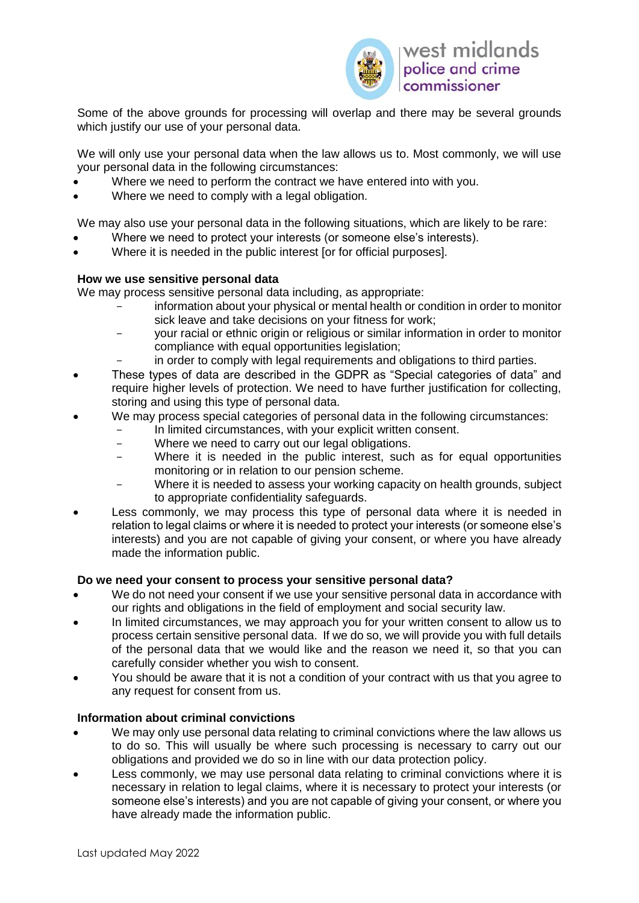Some of the above grounds for processing will overlap and there may be several grounds which justify our use of your personal data.

We will only use your personal data when the law allows us to. Most commonly, we will use your personal data in the following circumstances:

- Where we need to perform the contract we have entered into with you.
- Where we need to comply with a legal obligation.

We may also use your personal data in the following situations, which are likely to be rare:

- Where we need to protect your interests (or someone else's interests).
- Where it is needed in the public interest [or for official purposes].

**How we use sensitive personal data**

We may process sensitive personal data including, as appropriate:

- information about your physical or mental health or condition in order to monitor sick leave and take decisions on your fitness for work;
- your racial or ethnic origin or religious or similar information in order to monitor compliance with equal opportunities legislation;
- in order to comply with legal requirements and obligations to third parties.

- These types of data are described in the GDPR as "Special categories of data" and require higher levels of protection. We need to have further justification for collecting, storing and using this type of personal data.
- We may process special categories of personal data in the following circumstances:
  - In limited circumstances, with your explicit written consent.
  - Where we need to carry out our legal obligations.
  - Where it is needed in the public interest, such as for equal opportunities monitoring or in relation to our pension scheme.
  - Where it is needed to assess your working capacity on health grounds, subject to appropriate confidentiality safeguards.
- Less commonly, we may process this type of personal data where it is needed in relation to legal claims or where it is needed to protect your interests (or someone else's interests) and you are not capable of giving your consent, or where you have already made the information public.

**Do we need your consent to process your sensitive personal data?**

- We do not need your consent if we use your sensitive personal data in accordance with our rights and obligations in the field of employment and social security law.
- In limited circumstances, we may approach you for your written consent to allow us to process certain sensitive personal data. If we do so, we will provide you with full details of the personal data that we would like and the reason we need it, so that you can carefully consider whether you wish to consent.
- You should be aware that it is not a condition of your contract with us that you agree to any request for consent from us.

**Information about criminal convictions**

- We may only use personal data relating to criminal convictions where the law allows us to do so. This will usually be where such processing is necessary to carry out our obligations and provided we do so in line with our data protection policy.
- Less commonly, we may use personal data relating to criminal convictions where it is necessary in relation to legal claims, where it is necessary to protect your interests (or someone else's interests) and you are not capable of giving your consent, or where you have already made the information public.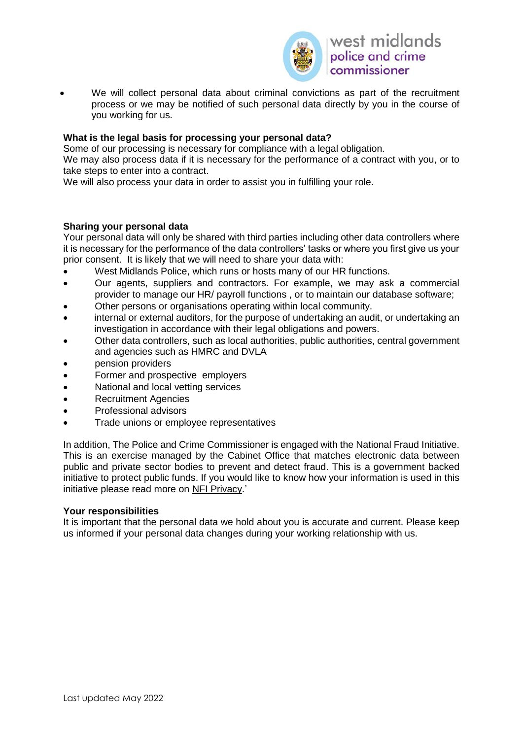- We will collect personal data about criminal convictions as part of the recruitment process or we may be notified of such personal data directly by you in the course of you working for us.

**What is the legal basis for processing your personal data?**

Some of our processing is necessary for compliance with a legal obligation.

We may also process data if it is necessary for the performance of a contract with you, or to take steps to enter into a contract.

We will also process your data in order to assist you in fulfilling your role.

**Sharing your personal data**

Your personal data will only be shared with third parties including other data controllers where it is necessary for the performance of the data controllers' tasks or where you first give us your prior consent. It is likely that we will need to share your data with:

- West Midlands Police, which runs or hosts many of our HR functions.
- Our agents, suppliers and contractors. For example, we may ask a commercial provider to manage our HR/ payroll functions , or to maintain our database software;
- Other persons or organisations operating within local community.
- internal or external auditors, for the purpose of undertaking an audit, or undertaking an investigation in accordance with their legal obligations and powers.
- Other data controllers, such as local authorities, public authorities, central government and agencies such as HMRC and DVLA
- pension providers
- Former and prospective employers
- National and local vetting services
- Recruitment Agencies
- Professional advisors
- Trade unions or employee representatives

In addition, The Police and Crime Commissioner is engaged with the National Fraud Initiative. This is an exercise managed by the Cabinet Office that matches electronic data between public and private sector bodies to prevent and detect fraud. This is a government backed initiative to protect public funds. If you would like to know how your information is used in this initiative please read more on NFI Privacy.'

**Your responsibilities**

It is important that the personal data we hold about you is accurate and current. Please keep us informed if your personal data changes during your working relationship with us.

Last updated May 2022